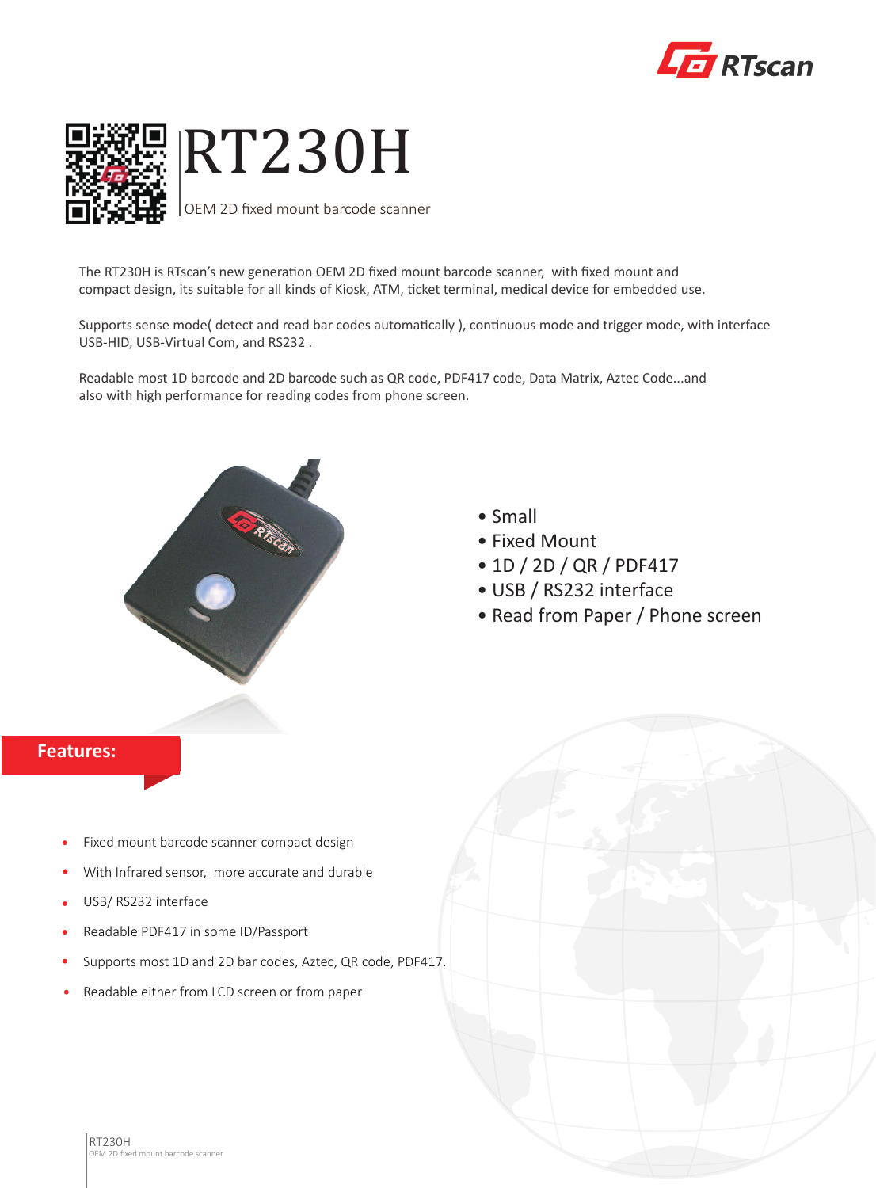# RT230H

OEM 2D fixed mount barcode scanner

The RT230H is RTscan's new generation OEM 2D fixed mount barcode scanner, with fixed mount and compact design, its suitable for all kinds of Kiosk, ATM, ticket terminal, medical device for embedded use.

Supports sense mode( detect and read bar codes automatically ), continuous mode and trigger mode, with interface USB-HID, USB-Virtual Com, and RS232 .

Readable most 1D barcode and 2D barcode such as QR code, PDF417 code, Data Matrix, Aztec Code...and also with high performance for reading codes from phone screen.

- Small
- Fixed Mount
- 1D / 2D / QR / PDF417
- USB / RS232 interface
- Read from Paper / Phone screen

## Features:

- Fixed mount barcode scanner compact design
- With Infrared sensor, more accurate and durable
- USB/ RS232 interface
- Readable PDF417 in some ID/Passport
- Supports most 1D and 2D bar codes, Aztec, QR code, PDF417.
- Readable either from LCD screen or from paper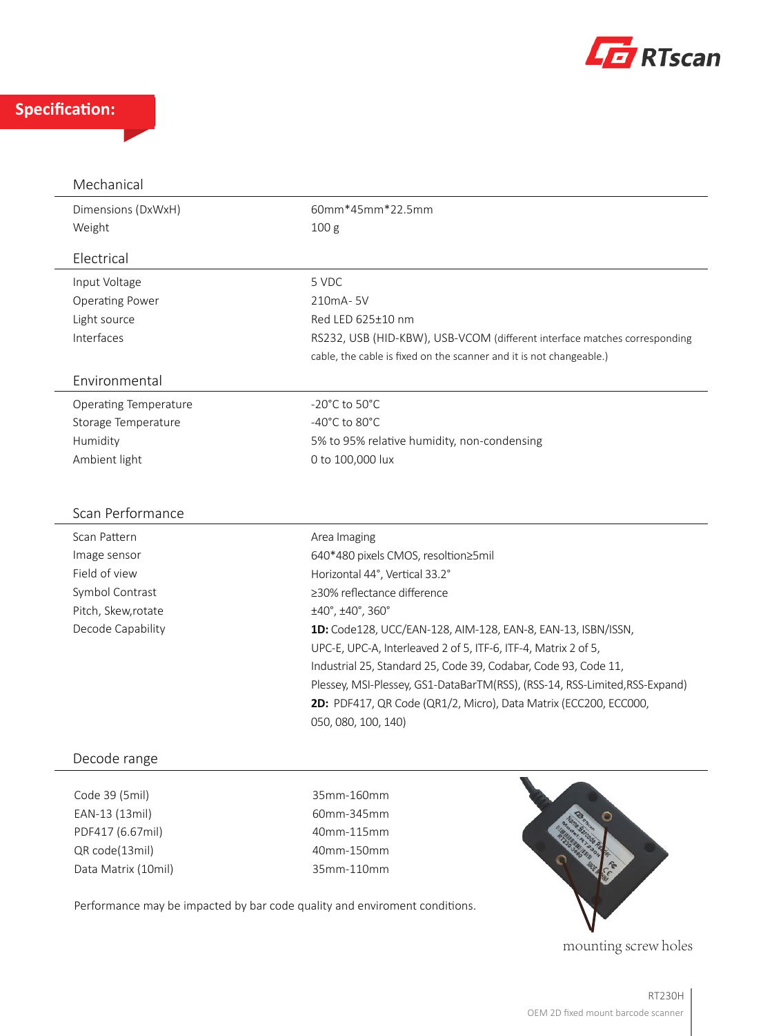## Specification:

### Mechanical

| | |
|---|---|
| Dimensions (DxWxH) | 60mm*45mm*22.5mm |
| Weight | 100 g |

### Electrical

| | |
|---|---|
| Input Voltage | 5 VDC |
| Operating Power | 210mA- 5V |
| Light source | Red LED 625±10 nm |
| Interfaces | RS232, USB (HID-KBW), USB-VCOM (different interface matches corresponding cable, the cable is fixed on the scanner and it is not changeable.) |

### Environmental

| | |
|---|---|
| Operating Temperature | -20°C to 50°C |
| Storage Temperature | -40°C to 80°C |
| Humidity | 5% to 95% relative humidity, non-condensing |
| Ambient light | 0 to 100,000 lux |

### Scan Performance

| | |
|---|---|
| Scan Pattern | Area Imaging |
| Image sensor | 640*480 pixels CMOS, resoltion≥5mil |
| Field of view | Horizontal 44°, Vertical 33.2° |
| Symbol Contrast | ≥30% reflectance difference |
| Pitch, Skew,rotate | ±40°, ±40°, 360° |
| Decode Capability | **1D:** Code128, UCC/EAN-128, AIM-128, EAN-8, EAN-13, ISBN/ISSN, UPC-E, UPC-A, Interleaved 2 of 5, ITF-6, ITF-4, Matrix 2 of 5, Industrial 25, Standard 25, Code 39, Codabar, Code 93, Code 11, Plessey, MSI-Plessey, GS1-DataBarTM(RSS), (RSS-14, RSS-Limited,RSS-Expand) **2D:** PDF417, QR Code (QR1/2, Micro), Data Matrix (ECC200, ECC000, 050, 080, 100, 140) |

### Decode range

| | |
|---|---|
| Code 39 (5mil) | 35mm-160mm |
| EAN-13 (13mil) | 60mm-345mm |
| PDF417 (6.67mil) | 40mm-115mm |
| QR code(13mil) | 40mm-150mm |
| Data Matrix (10mil) | 35mm-110mm |

Performance may be impacted by bar code quality and enviroment conditions.

mounting screw holes

RT230H
OEM 2D fixed mount barcode scanner